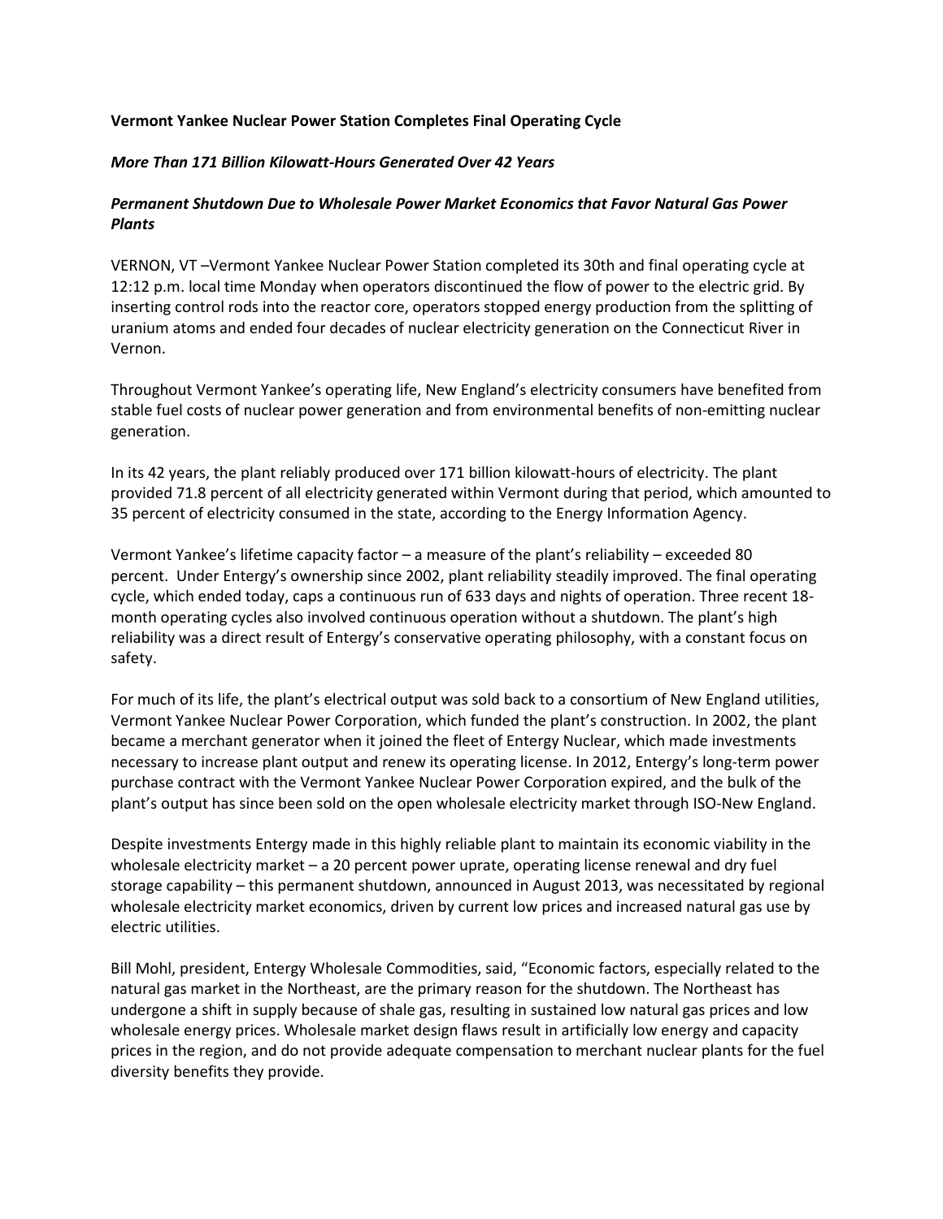**Vermont Yankee Nuclear Power Station Completes Final Operating Cycle**

***More Than 171 Billion Kilowatt-Hours Generated Over 42 Years***

***Permanent Shutdown Due to Wholesale Power Market Economics that Favor Natural Gas Power Plants***

VERNON, VT –Vermont Yankee Nuclear Power Station completed its 30th and final operating cycle at 12:12 p.m. local time Monday when operators discontinued the flow of power to the electric grid. By inserting control rods into the reactor core, operators stopped energy production from the splitting of uranium atoms and ended four decades of nuclear electricity generation on the Connecticut River in Vernon.

Throughout Vermont Yankee's operating life, New England's electricity consumers have benefited from stable fuel costs of nuclear power generation and from environmental benefits of non-emitting nuclear generation.

In its 42 years, the plant reliably produced over 171 billion kilowatt-hours of electricity. The plant provided 71.8 percent of all electricity generated within Vermont during that period, which amounted to 35 percent of electricity consumed in the state, according to the Energy Information Agency.

Vermont Yankee's lifetime capacity factor – a measure of the plant's reliability – exceeded 80 percent. Under Entergy's ownership since 2002, plant reliability steadily improved. The final operating cycle, which ended today, caps a continuous run of 633 days and nights of operation. Three recent 18-month operating cycles also involved continuous operation without a shutdown. The plant's high reliability was a direct result of Entergy's conservative operating philosophy, with a constant focus on safety.

For much of its life, the plant's electrical output was sold back to a consortium of New England utilities, Vermont Yankee Nuclear Power Corporation, which funded the plant's construction. In 2002, the plant became a merchant generator when it joined the fleet of Entergy Nuclear, which made investments necessary to increase plant output and renew its operating license. In 2012, Entergy's long-term power purchase contract with the Vermont Yankee Nuclear Power Corporation expired, and the bulk of the plant's output has since been sold on the open wholesale electricity market through ISO-New England.

Despite investments Entergy made in this highly reliable plant to maintain its economic viability in the wholesale electricity market – a 20 percent power uprate, operating license renewal and dry fuel storage capability – this permanent shutdown, announced in August 2013, was necessitated by regional wholesale electricity market economics, driven by current low prices and increased natural gas use by electric utilities.

Bill Mohl, president, Entergy Wholesale Commodities, said, "Economic factors, especially related to the natural gas market in the Northeast, are the primary reason for the shutdown. The Northeast has undergone a shift in supply because of shale gas, resulting in sustained low natural gas prices and low wholesale energy prices. Wholesale market design flaws result in artificially low energy and capacity prices in the region, and do not provide adequate compensation to merchant nuclear plants for the fuel diversity benefits they provide.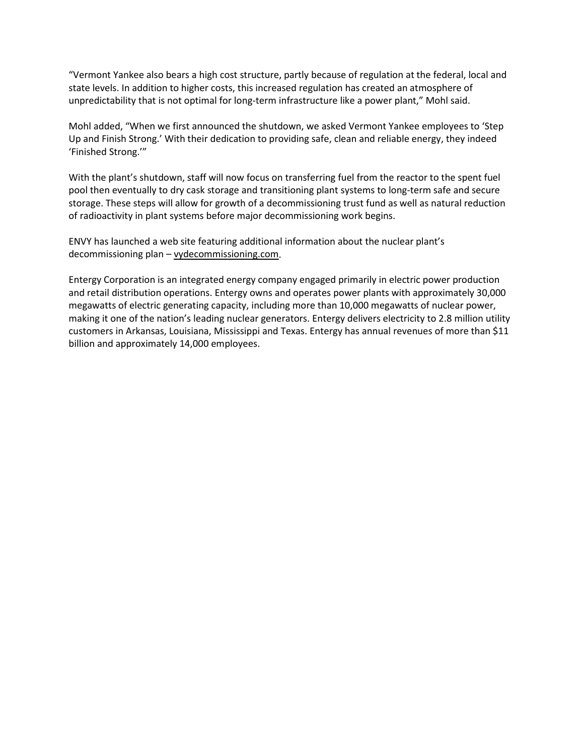"Vermont Yankee also bears a high cost structure, partly because of regulation at the federal, local and state levels. In addition to higher costs, this increased regulation has created an atmosphere of unpredictability that is not optimal for long-term infrastructure like a power plant," Mohl said.

Mohl added, "When we first announced the shutdown, we asked Vermont Yankee employees to 'Step Up and Finish Strong.' With their dedication to providing safe, clean and reliable energy, they indeed 'Finished Strong.'"

With the plant's shutdown, staff will now focus on transferring fuel from the reactor to the spent fuel pool then eventually to dry cask storage and transitioning plant systems to long-term safe and secure storage. These steps will allow for growth of a decommissioning trust fund as well as natural reduction of radioactivity in plant systems before major decommissioning work begins.

ENVY has launched a web site featuring additional information about the nuclear plant's decommissioning plan – vydecommissioning.com.

Entergy Corporation is an integrated energy company engaged primarily in electric power production and retail distribution operations. Entergy owns and operates power plants with approximately 30,000 megawatts of electric generating capacity, including more than 10,000 megawatts of nuclear power, making it one of the nation's leading nuclear generators. Entergy delivers electricity to 2.8 million utility customers in Arkansas, Louisiana, Mississippi and Texas. Entergy has annual revenues of more than $11 billion and approximately 14,000 employees.